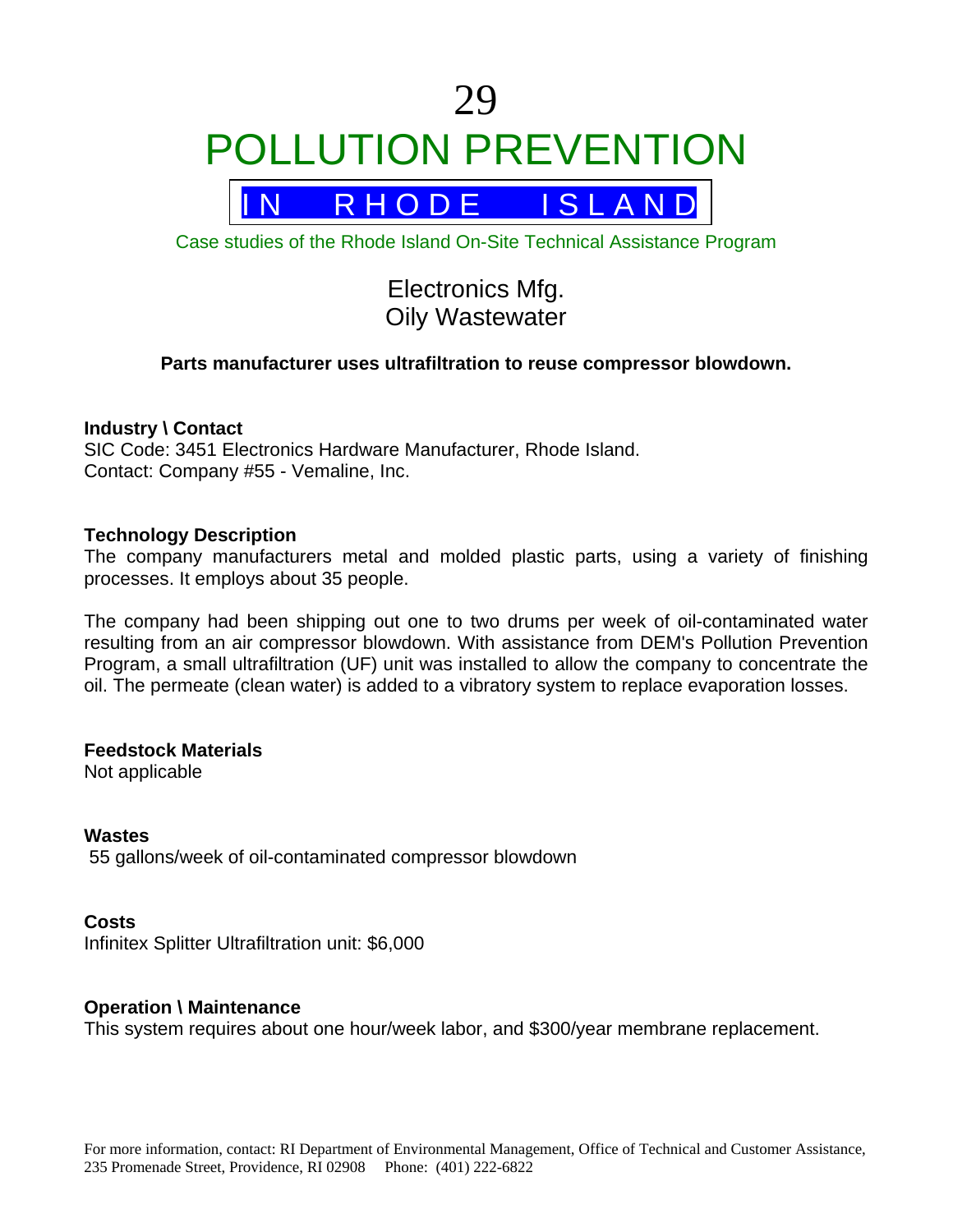# 29

# POLLUTION PREVENTION

## IN RHODE ISLAND

Case studies of the Rhode Island On-Site Technical Assistance Program

## Electronics Mfg.
## Oily Wastewater

**Parts manufacturer uses ultrafiltration to reuse compressor blowdown.**

**Industry \ Contact**
SIC Code: 3451 Electronics Hardware Manufacturer, Rhode Island.
Contact: Company #55 - Vemaline, Inc.

**Technology Description**
The company manufacturers metal and molded plastic parts, using a variety of finishing processes. It employs about 35 people.

The company had been shipping out one to two drums per week of oil-contaminated water resulting from an air compressor blowdown. With assistance from DEM's Pollution Prevention Program, a small ultrafiltration (UF) unit was installed to allow the company to concentrate the oil. The permeate (clean water) is added to a vibratory system to replace evaporation losses.

**Feedstock Materials**
Not applicable

**Wastes**
55 gallons/week of oil-contaminated compressor blowdown

**Costs**
Infinitex Splitter Ultrafiltration unit: $6,000

**Operation \ Maintenance**
This system requires about one hour/week labor, and $300/year membrane replacement.

For more information, contact: RI Department of Environmental Management, Office of Technical and Customer Assistance, 235 Promenade Street, Providence, RI 02908 Phone: (401) 222-6822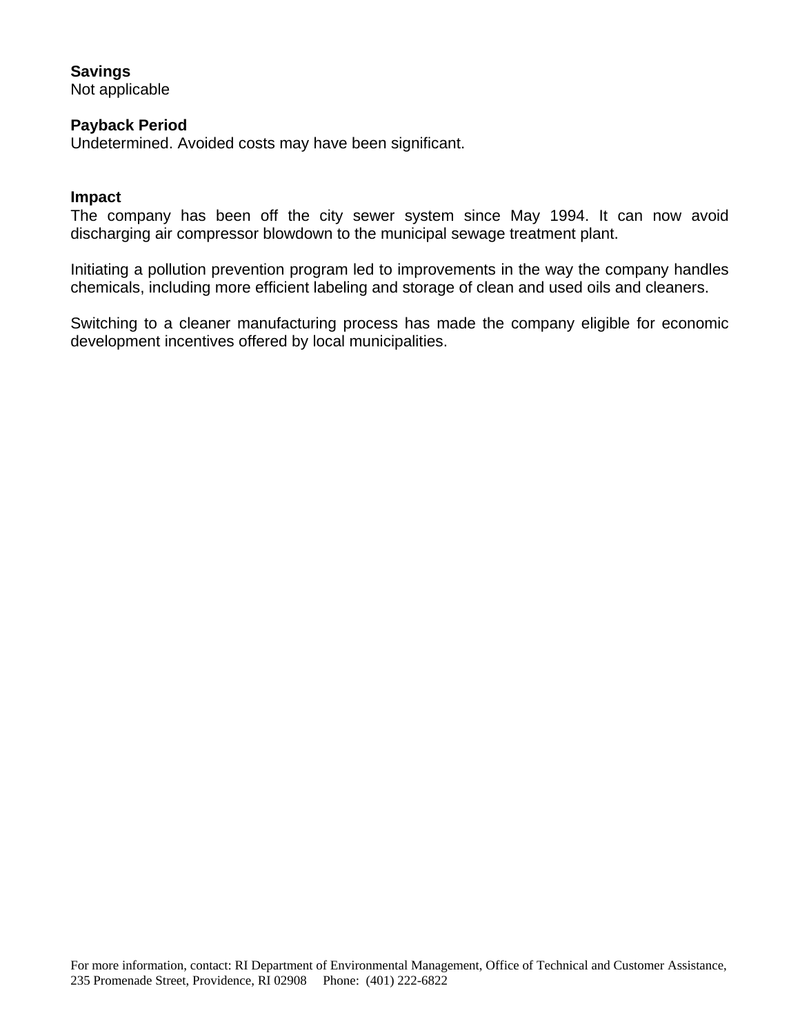**Savings**
Not applicable

**Payback Period**
Undetermined. Avoided costs may have been significant.

**Impact**
The company has been off the city sewer system since May 1994. It can now avoid discharging air compressor blowdown to the municipal sewage treatment plant.

Initiating a pollution prevention program led to improvements in the way the company handles chemicals, including more efficient labeling and storage of clean and used oils and cleaners.

Switching to a cleaner manufacturing process has made the company eligible for economic development incentives offered by local municipalities.

For more information, contact: RI Department of Environmental Management, Office of Technical and Customer Assistance, 235 Promenade Street, Providence, RI 02908 Phone: (401) 222-6822